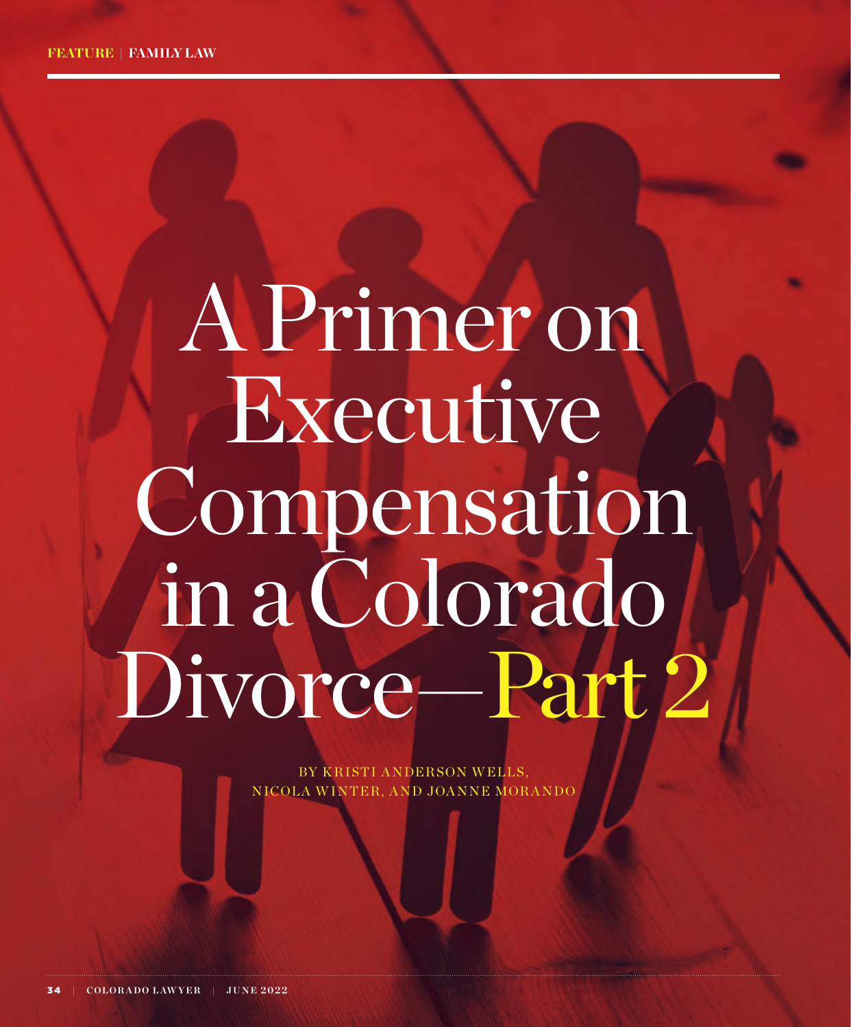FEATURE | FAMILY LAW

# A Primer on Executive Compensation in a Colorado Divorce—Part 2

BY KRISTI ANDERSON WELLS, NICOLA WINTER, AND JOANNE MORANDO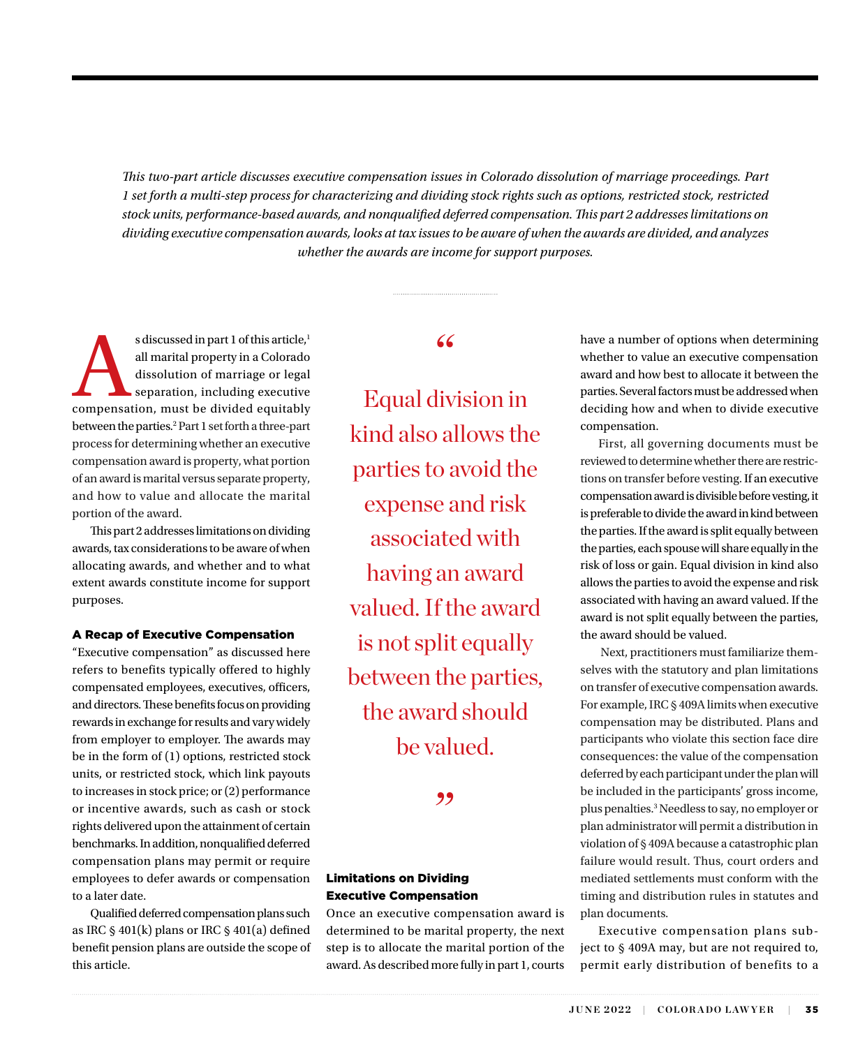*This two-part article discusses executive compensation issues in Colorado dissolution of marriage proceedings. Part 1 set forth a multi-step process for characterizing and dividing stock rights such as options, restricted stock, restricted stock units, performance-based awards, and nonqualified deferred compensation. This part 2 addresses limitations on dividing executive compensation awards, looks at tax issues to be aware of when the awards are divided, and analyzes whether the awards are income for support purposes.*

As discussed in part 1 of this article,[1] all marital property in a Colorado dissolution of marriage or legal separation, including executive compensation, must be divided equitably between the parties.[2] Part 1 set forth a three-part process for determining whether an executive compensation award is property, what portion of an award is marital versus separate property, and how to value and allocate the marital portion of the award.

This part 2 addresses limitations on dividing awards, tax considerations to be aware of when allocating awards, and whether and to what extent awards constitute income for support purposes.

### A Recap of Executive Compensation

"Executive compensation" as discussed here refers to benefits typically offered to highly compensated employees, executives, officers, and directors. These benefits focus on providing rewards in exchange for results and vary widely from employer to employer. The awards may be in the form of (1) options, restricted stock units, or restricted stock, which link payouts to increases in stock price; or (2) performance or incentive awards, such as cash or stock rights delivered upon the attainment of certain benchmarks. In addition, nonqualified deferred compensation plans may permit or require employees to defer awards or compensation to a later date.

Qualified deferred compensation plans such as IRC § 401(k) plans or IRC § 401(a) defined benefit pension plans are outside the scope of this article.

> "Equal division in kind also allows the parties to avoid the expense and risk associated with having an award valued. If the award is not split equally between the parties, the award should be valued."

### Limitations on Dividing Executive Compensation

Once an executive compensation award is determined to be marital property, the next step is to allocate the marital portion of the award. As described more fully in part 1, courts have a number of options when determining whether to value an executive compensation award and how best to allocate it between the parties. Several factors must be addressed when deciding how and when to divide executive compensation.

First, all governing documents must be reviewed to determine whether there are restrictions on transfer before vesting. If an executive compensation award is divisible before vesting, it is preferable to divide the award in kind between the parties. If the award is split equally between the parties, each spouse will share equally in the risk of loss or gain. Equal division in kind also allows the parties to avoid the expense and risk associated with having an award valued. If the award is not split equally between the parties, the award should be valued.

Next, practitioners must familiarize themselves with the statutory and plan limitations on transfer of executive compensation awards. For example, IRC § 409A limits when executive compensation may be distributed. Plans and participants who violate this section face dire consequences: the value of the compensation deferred by each participant under the plan will be included in the participants' gross income, plus penalties.[3] Needless to say, no employer or plan administrator will permit a distribution in violation of § 409A because a catastrophic plan failure would result. Thus, court orders and mediated settlements must conform with the timing and distribution rules in statutes and plan documents.

Executive compensation plans subject to § 409A may, but are not required to, permit early distribution of benefits to a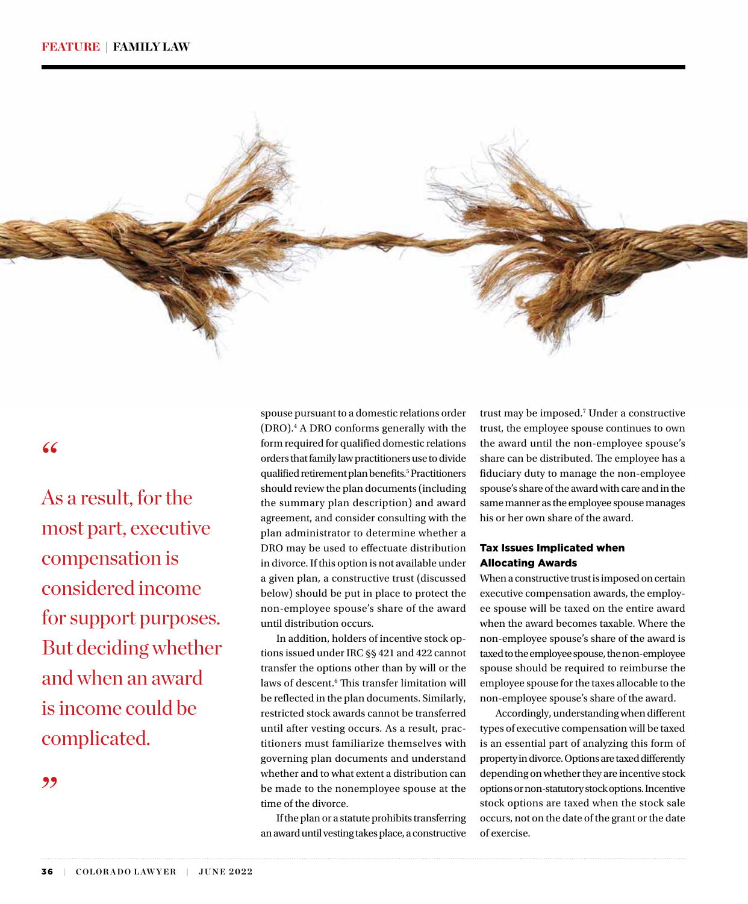> As a result, for the most part, executive compensation is considered income for support purposes. But deciding whether and when an award is income could be complicated.

spouse pursuant to a domestic relations order (DRO).[4] A DRO conforms generally with the form required for qualified domestic relations orders that family law practitioners use to divide qualified retirement plan benefits.[5] Practitioners should review the plan documents (including the summary plan description) and award agreement, and consider consulting with the plan administrator to determine whether a DRO may be used to effectuate distribution in divorce. If this option is not available under a given plan, a constructive trust (discussed below) should be put in place to protect the non-employee spouse's share of the award until distribution occurs.

In addition, holders of incentive stock options issued under IRC §§ 421 and 422 cannot transfer the options other than by will or the laws of descent.[6] This transfer limitation will be reflected in the plan documents. Similarly, restricted stock awards cannot be transferred until after vesting occurs. As a result, practitioners must familiarize themselves with governing plan documents and understand whether and to what extent a distribution can be made to the nonemployee spouse at the time of the divorce.

If the plan or a statute prohibits transferring an award until vesting takes place, a constructive trust may be imposed.[7] Under a constructive trust, the employee spouse continues to own the award until the non-employee spouse's share can be distributed. The employee has a fiduciary duty to manage the non-employee spouse's share of the award with care and in the same manner as the employee spouse manages his or her own share of the award.

### Tax Issues Implicated when Allocating Awards

When a constructive trust is imposed on certain executive compensation awards, the employee spouse will be taxed on the entire award when the award becomes taxable. Where the non-employee spouse's share of the award is taxed to the employee spouse, the non-employee spouse should be required to reimburse the employee spouse for the taxes allocable to the non-employee spouse's share of the award.

Accordingly, understanding when different types of executive compensation will be taxed is an essential part of analyzing this form of property in divorce. Options are taxed differently depending on whether they are incentive stock options or non-statutory stock options. Incentive stock options are taxed when the stock sale occurs, not on the date of the grant or the date of exercise.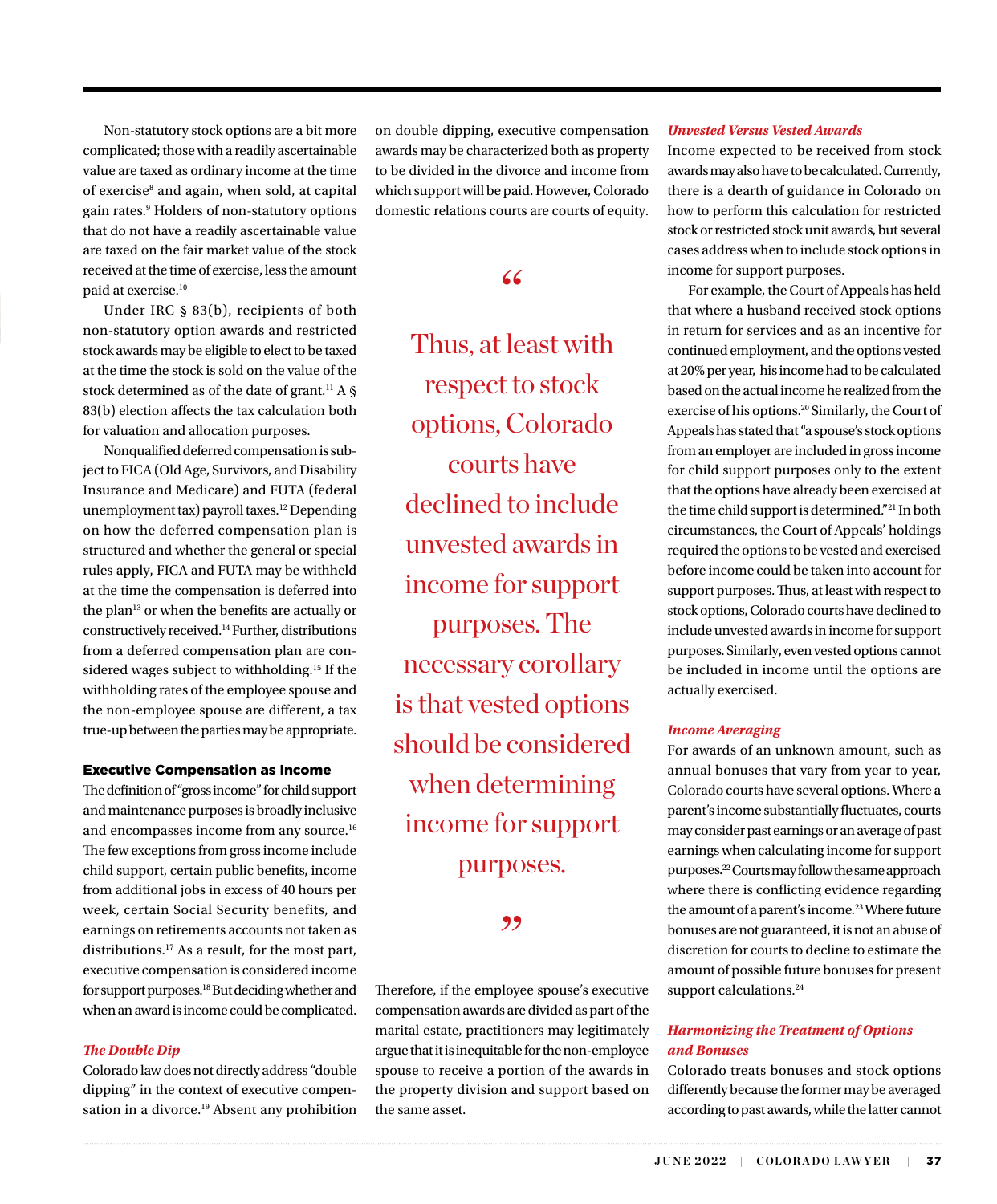Non-statutory stock options are a bit more complicated; those with a readily ascertainable value are taxed as ordinary income at the time of exercise[8] and again, when sold, at capital gain rates.[9] Holders of non-statutory options that do not have a readily ascertainable value are taxed on the fair market value of the stock received at the time of exercise, less the amount paid at exercise.[10]

Under IRC § 83(b), recipients of both non-statutory option awards and restricted stock awards may be eligible to elect to be taxed at the time the stock is sold on the value of the stock determined as of the date of grant.[11] A § 83(b) election affects the tax calculation both for valuation and allocation purposes.

Nonqualified deferred compensation is subject to FICA (Old Age, Survivors, and Disability Insurance and Medicare) and FUTA (federal unemployment tax) payroll taxes.[12] Depending on how the deferred compensation plan is structured and whether the general or special rules apply, FICA and FUTA may be withheld at the time the compensation is deferred into the plan[13] or when the benefits are actually or constructively received.[14] Further, distributions from a deferred compensation plan are considered wages subject to withholding.[15] If the withholding rates of the employee spouse and the non-employee spouse are different, a tax true-up between the parties may be appropriate.

## Executive Compensation as Income

The definition of "gross income" for child support and maintenance purposes is broadly inclusive and encompasses income from any source.[16] The few exceptions from gross income include child support, certain public benefits, income from additional jobs in excess of 40 hours per week, certain Social Security benefits, and earnings on retirements accounts not taken as distributions.[17] As a result, for the most part, executive compensation is considered income for support purposes.[18] But deciding whether and when an award is income could be complicated.

### *The Double Dip*

Colorado law does not directly address "double dipping" in the context of executive compensation in a divorce.[19] Absent any prohibition on double dipping, executive compensation awards may be characterized both as property to be divided in the divorce and income from which support will be paid. However, Colorado domestic relations courts are courts of equity.

> "Thus, at least with respect to stock options, Colorado courts have declined to include unvested awards in income for support purposes. The necessary corollary is that vested options should be considered when determining income for support purposes."

Therefore, if the employee spouse's executive compensation awards are divided as part of the marital estate, practitioners may legitimately argue that it is inequitable for the non-employee spouse to receive a portion of the awards in the property division and support based on the same asset.

### *Unvested Versus Vested Awards*

Income expected to be received from stock awards may also have to be calculated. Currently, there is a dearth of guidance in Colorado on how to perform this calculation for restricted stock or restricted stock unit awards, but several cases address when to include stock options in income for support purposes.

For example, the Court of Appeals has held that where a husband received stock options in return for services and as an incentive for continued employment, and the options vested at 20% per year, his income had to be calculated based on the actual income he realized from the exercise of his options.[20] Similarly, the Court of Appeals has stated that "a spouse's stock options from an employer are included in gross income for child support purposes only to the extent that the options have already been exercised at the time child support is determined."[21] In both circumstances, the Court of Appeals' holdings required the options to be vested and exercised before income could be taken into account for support purposes. Thus, at least with respect to stock options, Colorado courts have declined to include unvested awards in income for support purposes. Similarly, even vested options cannot be included in income until the options are actually exercised.

### *Income Averaging*

For awards of an unknown amount, such as annual bonuses that vary from year to year, Colorado courts have several options. Where a parent's income substantially fluctuates, courts may consider past earnings or an average of past earnings when calculating income for support purposes.[22] Courts may follow the same approach where there is conflicting evidence regarding the amount of a parent's income.[23] Where future bonuses are not guaranteed, it is not an abuse of discretion for courts to decline to estimate the amount of possible future bonuses for present support calculations.[24]

### *Harmonizing the Treatment of Options and Bonuses*

Colorado treats bonuses and stock options differently because the former may be averaged according to past awards, while the latter cannot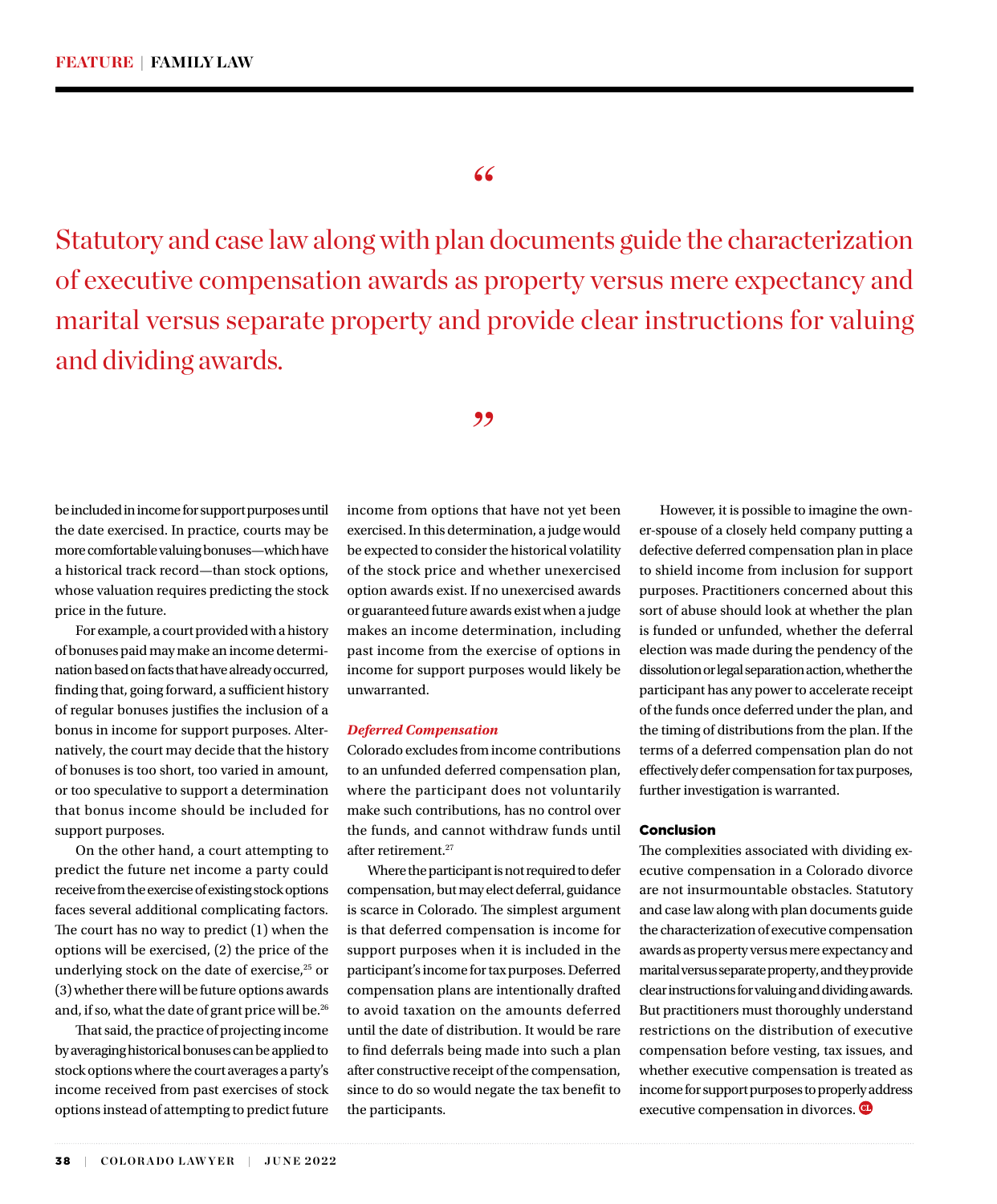> "Statutory and case law along with plan documents guide the characterization of executive compensation awards as property versus mere expectancy and marital versus separate property and provide clear instructions for valuing and dividing awards."

be included in income for support purposes until the date exercised. In practice, courts may be more comfortable valuing bonuses—which have a historical track record—than stock options, whose valuation requires predicting the stock price in the future.

For example, a court provided with a history of bonuses paid may make an income determination based on facts that have already occurred, finding that, going forward, a sufficient history of regular bonuses justifies the inclusion of a bonus in income for support purposes. Alternatively, the court may decide that the history of bonuses is too short, too varied in amount, or too speculative to support a determination that bonus income should be included for support purposes.

On the other hand, a court attempting to predict the future net income a party could receive from the exercise of existing stock options faces several additional complicating factors. The court has no way to predict (1) when the options will be exercised, (2) the price of the underlying stock on the date of exercise,[25] or (3) whether there will be future options awards and, if so, what the date of grant price will be.[26]

That said, the practice of projecting income by averaging historical bonuses can be applied to stock options where the court averages a party's income received from past exercises of stock options instead of attempting to predict future income from options that have not yet been exercised. In this determination, a judge would be expected to consider the historical volatility of the stock price and whether unexercised option awards exist. If no unexercised awards or guaranteed future awards exist when a judge makes an income determination, including past income from the exercise of options in income for support purposes would likely be unwarranted.

### *Deferred Compensation*

Colorado excludes from income contributions to an unfunded deferred compensation plan, where the participant does not voluntarily make such contributions, has no control over the funds, and cannot withdraw funds until after retirement.[27]

Where the participant is not required to defer compensation, but may elect deferral, guidance is scarce in Colorado. The simplest argument is that deferred compensation is income for support purposes when it is included in the participant's income for tax purposes. Deferred compensation plans are intentionally drafted to avoid taxation on the amounts deferred until the date of distribution. It would be rare to find deferrals being made into such a plan after constructive receipt of the compensation, since to do so would negate the tax benefit to the participants.

However, it is possible to imagine the owner-spouse of a closely held company putting a defective deferred compensation plan in place to shield income from inclusion for support purposes. Practitioners concerned about this sort of abuse should look at whether the plan is funded or unfunded, whether the deferral election was made during the pendency of the dissolution or legal separation action, whether the participant has any power to accelerate receipt of the funds once deferred under the plan, and the timing of distributions from the plan. If the terms of a deferred compensation plan do not effectively defer compensation for tax purposes, further investigation is warranted.

## Conclusion

The complexities associated with dividing executive compensation in a Colorado divorce are not insurmountable obstacles. Statutory and case law along with plan documents guide the characterization of executive compensation awards as property versus mere expectancy and marital versus separate property, and they provide clear instructions for valuing and dividing awards. But practitioners must thoroughly understand restrictions on the distribution of executive compensation before vesting, tax issues, and whether executive compensation is treated as income for support purposes to properly address executive compensation in divorces.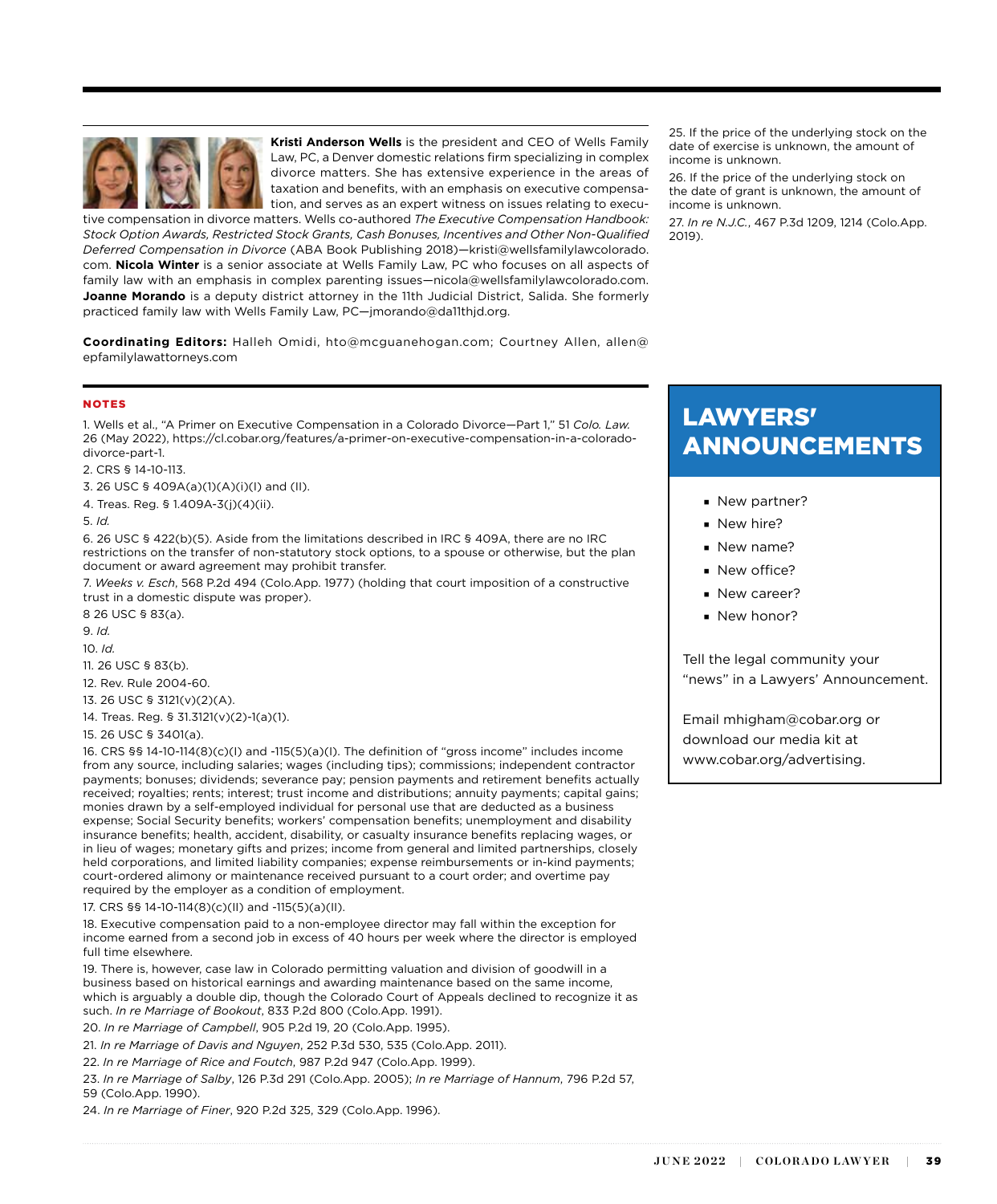**Kristi Anderson Wells** is the president and CEO of Wells Family Law, PC, a Denver domestic relations firm specializing in complex divorce matters. She has extensive experience in the areas of taxation and benefits, with an emphasis on executive compensation, and serves as an expert witness on issues relating to executive compensation in divorce matters. Wells co-authored *The Executive Compensation Handbook: Stock Option Awards, Restricted Stock Grants, Cash Bonuses, Incentives and Other Non-Qualified Deferred Compensation in Divorce* (ABA Book Publishing 2018)—kristi@wellsfamilylawcolorado.com. **Nicola Winter** is a senior associate at Wells Family Law, PC who focuses on all aspects of family law with an emphasis in complex parenting issues—nicola@wellsfamilylawcolorado.com. **Joanne Morando** is a deputy district attorney in the 11th Judicial District, Salida. She formerly practiced family law with Wells Family Law, PC—jmorando@da11thjd.org.

**Coordinating Editors:** Halleh Omidi, hto@mcguanehogan.com; Courtney Allen, allen@epfamilylawattorneys.com

## NOTES

1. Wells et al., "A Primer on Executive Compensation in a Colorado Divorce—Part 1," 51 *Colo. Law.* 26 (May 2022), https://cl.cobar.org/features/a-primer-on-executive-compensation-in-a-colorado-divorce-part-1.

2. CRS § 14-10-113.

3. 26 USC § 409A(a)(1)(A)(i)(I) and (II).

4. Treas. Reg. § 1.409A-3(j)(4)(ii).

5. *Id.*

6. 26 USC § 422(b)(5). Aside from the limitations described in IRC § 409A, there are no IRC restrictions on the transfer of non-statutory stock options, to a spouse or otherwise, but the plan document or award agreement may prohibit transfer.

7. *Weeks v. Esch*, 568 P.2d 494 (Colo.App. 1977) (holding that court imposition of a constructive trust in a domestic dispute was proper).

8 26 USC § 83(a).

9. *Id.*

10. *Id.*

11. 26 USC § 83(b).

12. Rev. Rule 2004-60.

13. 26 USC § 3121(v)(2)(A).

14. Treas. Reg. § 31.3121(v)(2)-1(a)(1).

15. 26 USC § 3401(a).

16. CRS §§ 14-10-114(8)(c)(I) and -115(5)(a)(I). The definition of "gross income" includes income from any source, including salaries; wages (including tips); commissions; independent contractor payments; bonuses; dividends; severance pay; pension payments and retirement benefits actually received; royalties; rents; interest; trust income and distributions; annuity payments; capital gains; monies drawn by a self-employed individual for personal use that are deducted as a business expense; Social Security benefits; workers' compensation benefits; unemployment and disability insurance benefits; health, accident, disability, or casualty insurance benefits replacing wages, or in lieu of wages; monetary gifts and prizes; income from general and limited partnerships, closely held corporations, and limited liability companies; expense reimbursements or in-kind payments; court-ordered alimony or maintenance received pursuant to a court order; and overtime pay required by the employer as a condition of employment.

17. CRS §§ 14-10-114(8)(c)(II) and -115(5)(a)(II).

18. Executive compensation paid to a non-employee director may fall within the exception for income earned from a second job in excess of 40 hours per week where the director is employed full time elsewhere.

19. There is, however, case law in Colorado permitting valuation and division of goodwill in a business based on historical earnings and awarding maintenance based on the same income, which is arguably a double dip, though the Colorado Court of Appeals declined to recognize it as such. *In re Marriage of Bookout*, 833 P.2d 800 (Colo.App. 1991).

20. *In re Marriage of Campbell*, 905 P.2d 19, 20 (Colo.App. 1995).

21. *In re Marriage of Davis and Nguyen*, 252 P.3d 530, 535 (Colo.App. 2011).

22. *In re Marriage of Rice and Foutch*, 987 P.2d 947 (Colo.App. 1999).

23. *In re Marriage of Salby*, 126 P.3d 291 (Colo.App. 2005); *In re Marriage of Hannum*, 796 P.2d 57, 59 (Colo.App. 1990).

24. *In re Marriage of Finer*, 920 P.2d 325, 329 (Colo.App. 1996).

25. If the price of the underlying stock on the date of exercise is unknown, the amount of income is unknown.

26. If the price of the underlying stock on the date of grant is unknown, the amount of income is unknown.

27. *In re N.J.C.*, 467 P.3d 1209, 1214 (Colo.App. 2019).

## LAWYERS' ANNOUNCEMENTS

- New partner?
- New hire?
- New name?
- New office?
- New career?
- New honor?

Tell the legal community your "news" in a Lawyers' Announcement.

Email mhigham@cobar.org or download our media kit at www.cobar.org/advertising.